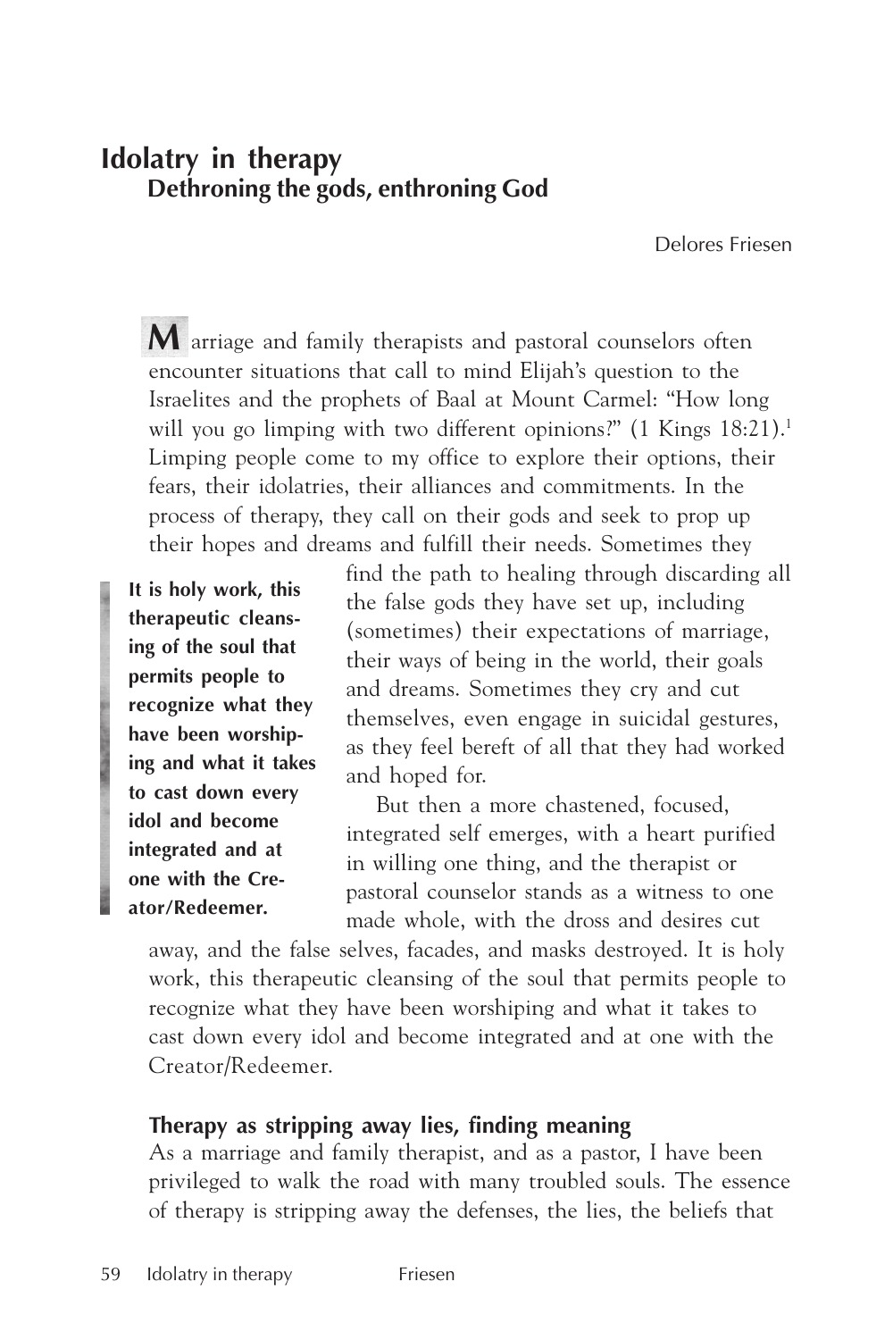# Idolatry in therapy

## Dethroning the gods, enthroning God

Delores Friesen

Marriage and family therapists and pastoral counselors often encounter situations that call to mind Elijah's question to the Israelites and the prophets of Baal at Mount Carmel: "How long will you go limping with two different opinions?" (1 Kings 18:21).[1] Limping people come to my office to explore their options, their fears, their idolatries, their alliances and commitments. In the process of therapy, they call on their gods and seek to prop up their hopes and dreams and fulfill their needs. Sometimes they find the path to healing through discarding all the false gods they have set up, including (sometimes) their expectations of marriage, their ways of being in the world, their goals and dreams. Sometimes they cry and cut themselves, even engage in suicidal gestures, as they feel bereft of all that they had worked and hoped for.

**It is holy work, this therapeutic cleansing of the soul that permits people to recognize what they have been worshiping and what it takes to cast down every idol and become integrated and at one with the Creator/Redeemer.**

But then a more chastened, focused, integrated self emerges, with a heart purified in willing one thing, and the therapist or pastoral counselor stands as a witness to one made whole, with the dross and desires cut away, and the false selves, facades, and masks destroyed. It is holy work, this therapeutic cleansing of the soul that permits people to recognize what they have been worshiping and what it takes to cast down every idol and become integrated and at one with the Creator/Redeemer.

### Therapy as stripping away lies, finding meaning

As a marriage and family therapist, and as a pastor, I have been privileged to walk the road with many troubled souls. The essence of therapy is stripping away the defenses, the lies, the beliefs that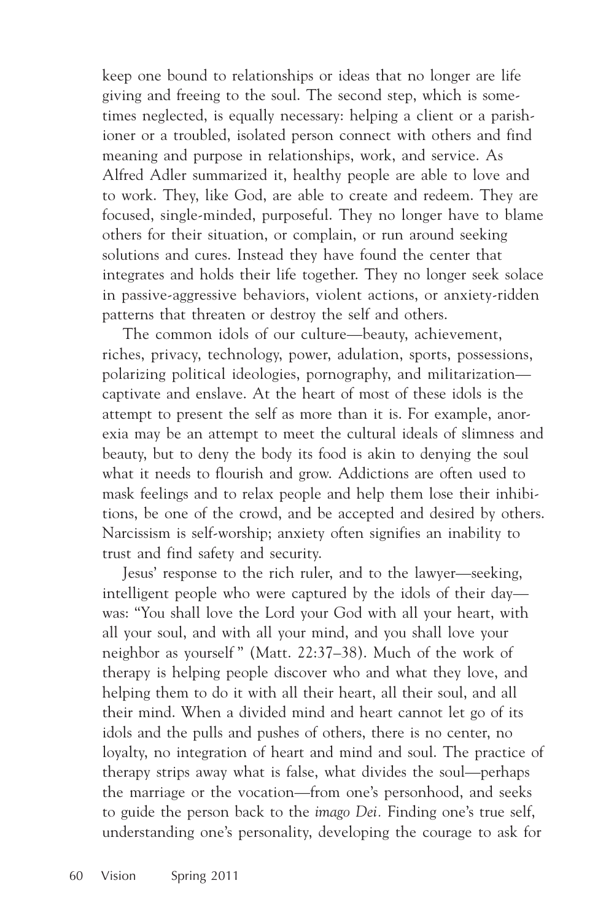keep one bound to relationships or ideas that no longer are life giving and freeing to the soul. The second step, which is sometimes neglected, is equally necessary: helping a client or a parishioner or a troubled, isolated person connect with others and find meaning and purpose in relationships, work, and service. As Alfred Adler summarized it, healthy people are able to love and to work. They, like God, are able to create and redeem. They are focused, single-minded, purposeful. They no longer have to blame others for their situation, or complain, or run around seeking solutions and cures. Instead they have found the center that integrates and holds their life together. They no longer seek solace in passive-aggressive behaviors, violent actions, or anxiety-ridden patterns that threaten or destroy the self and others.

The common idols of our culture—beauty, achievement, riches, privacy, technology, power, adulation, sports, possessions, polarizing political ideologies, pornography, and militarization—captivate and enslave. At the heart of most of these idols is the attempt to present the self as more than it is. For example, anorexia may be an attempt to meet the cultural ideals of slimness and beauty, but to deny the body its food is akin to denying the soul what it needs to flourish and grow. Addictions are often used to mask feelings and to relax people and help them lose their inhibitions, be one of the crowd, and be accepted and desired by others. Narcissism is self-worship; anxiety often signifies an inability to trust and find safety and security.

Jesus' response to the rich ruler, and to the lawyer—seeking, intelligent people who were captured by the idols of their day—was: "You shall love the Lord your God with all your heart, with all your soul, and with all your mind, and you shall love your neighbor as yourself" (Matt. 22:37–38). Much of the work of therapy is helping people discover who and what they love, and helping them to do it with all their heart, all their soul, and all their mind. When a divided mind and heart cannot let go of its idols and the pulls and pushes of others, there is no center, no loyalty, no integration of heart and mind and soul. The practice of therapy strips away what is false, what divides the soul—perhaps the marriage or the vocation—from one's personhood, and seeks to guide the person back to the *imago Dei*. Finding one's true self, understanding one's personality, developing the courage to ask for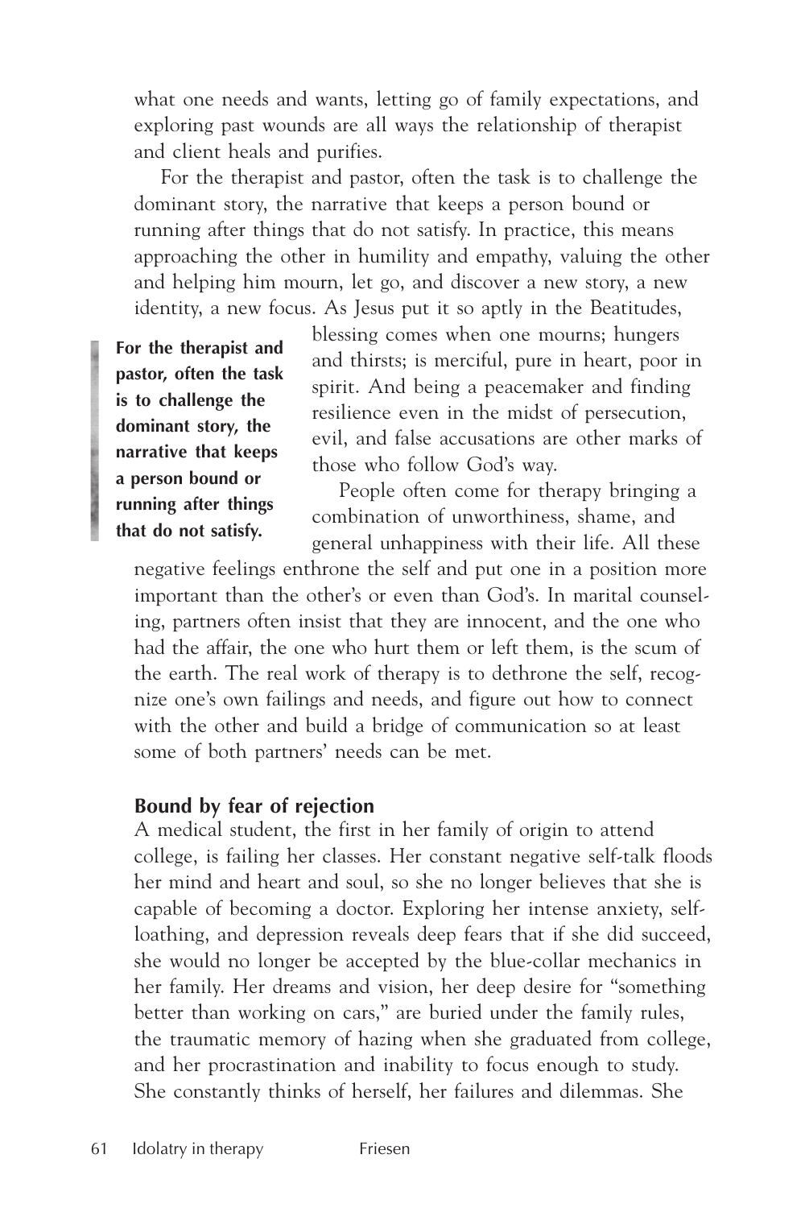what one needs and wants, letting go of family expectations, and exploring past wounds are all ways the relationship of therapist and client heals and purifies.

For the therapist and pastor, often the task is to challenge the dominant story, the narrative that keeps a person bound or running after things that do not satisfy. In practice, this means approaching the other in humility and empathy, valuing the other and helping him mourn, let go, and discover a new story, a new identity, a new focus. As Jesus put it so aptly in the Beatitudes, blessing comes when one mourns; hungers and thirsts; is merciful, pure in heart, poor in spirit. And being a peacemaker and finding resilience even in the midst of persecution, evil, and false accusations are other marks of those who follow God's way.

> **For the therapist and pastor, often the task is to challenge the dominant story, the narrative that keeps a person bound or running after things that do not satisfy.**

People often come for therapy bringing a combination of unworthiness, shame, and general unhappiness with their life. All these negative feelings enthrone the self and put one in a position more important than the other's or even than God's. In marital counseling, partners often insist that they are innocent, and the one who had the affair, the one who hurt them or left them, is the scum of the earth. The real work of therapy is to dethrone the self, recognize one's own failings and needs, and figure out how to connect with the other and build a bridge of communication so at least some of both partners' needs can be met.

### Bound by fear of rejection

A medical student, the first in her family of origin to attend college, is failing her classes. Her constant negative self-talk floods her mind and heart and soul, so she no longer believes that she is capable of becoming a doctor. Exploring her intense anxiety, self-loathing, and depression reveals deep fears that if she did succeed, she would no longer be accepted by the blue-collar mechanics in her family. Her dreams and vision, her deep desire for "something better than working on cars," are buried under the family rules, the traumatic memory of hazing when she graduated from college, and her procrastination and inability to focus enough to study. She constantly thinks of herself, her failures and dilemmas. She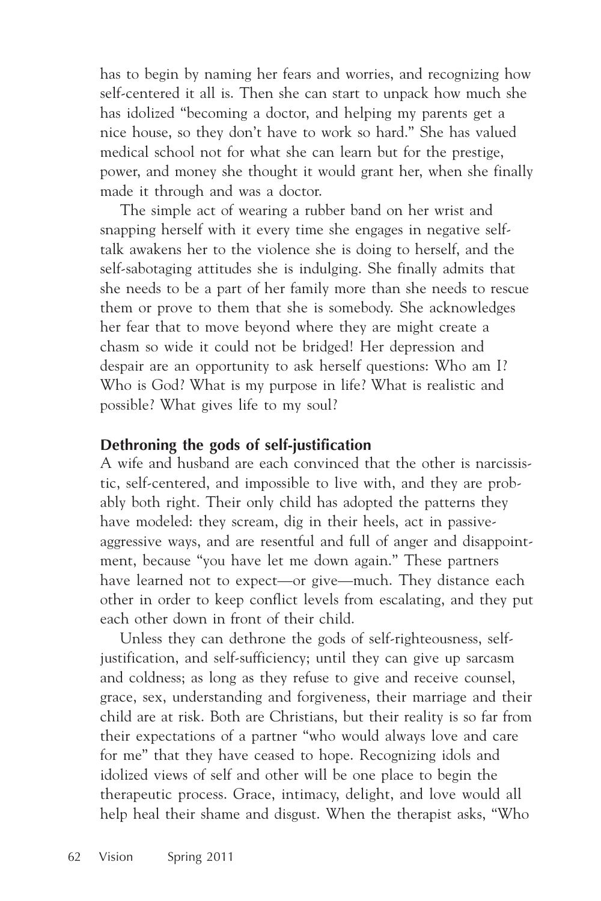has to begin by naming her fears and worries, and recognizing how self-centered it all is. Then she can start to unpack how much she has idolized "becoming a doctor, and helping my parents get a nice house, so they don't have to work so hard." She has valued medical school not for what she can learn but for the prestige, power, and money she thought it would grant her, when she finally made it through and was a doctor.

The simple act of wearing a rubber band on her wrist and snapping herself with it every time she engages in negative self-talk awakens her to the violence she is doing to herself, and the self-sabotaging attitudes she is indulging. She finally admits that she needs to be a part of her family more than she needs to rescue them or prove to them that she is somebody. She acknowledges her fear that to move beyond where they are might create a chasm so wide it could not be bridged! Her depression and despair are an opportunity to ask herself questions: Who am I? Who is God? What is my purpose in life? What is realistic and possible? What gives life to my soul?

## Dethroning the gods of self-justification

A wife and husband are each convinced that the other is narcissistic, self-centered, and impossible to live with, and they are probably both right. Their only child has adopted the patterns they have modeled: they scream, dig in their heels, act in passive-aggressive ways, and are resentful and full of anger and disappointment, because "you have let me down again." These partners have learned not to expect—or give—much. They distance each other in order to keep conflict levels from escalating, and they put each other down in front of their child.

Unless they can dethrone the gods of self-righteousness, self-justification, and self-sufficiency; until they can give up sarcasm and coldness; as long as they refuse to give and receive counsel, grace, sex, understanding and forgiveness, their marriage and their child are at risk. Both are Christians, but their reality is so far from their expectations of a partner "who would always love and care for me" that they have ceased to hope. Recognizing idols and idolized views of self and other will be one place to begin the therapeutic process. Grace, intimacy, delight, and love would all help heal their shame and disgust. When the therapist asks, "Who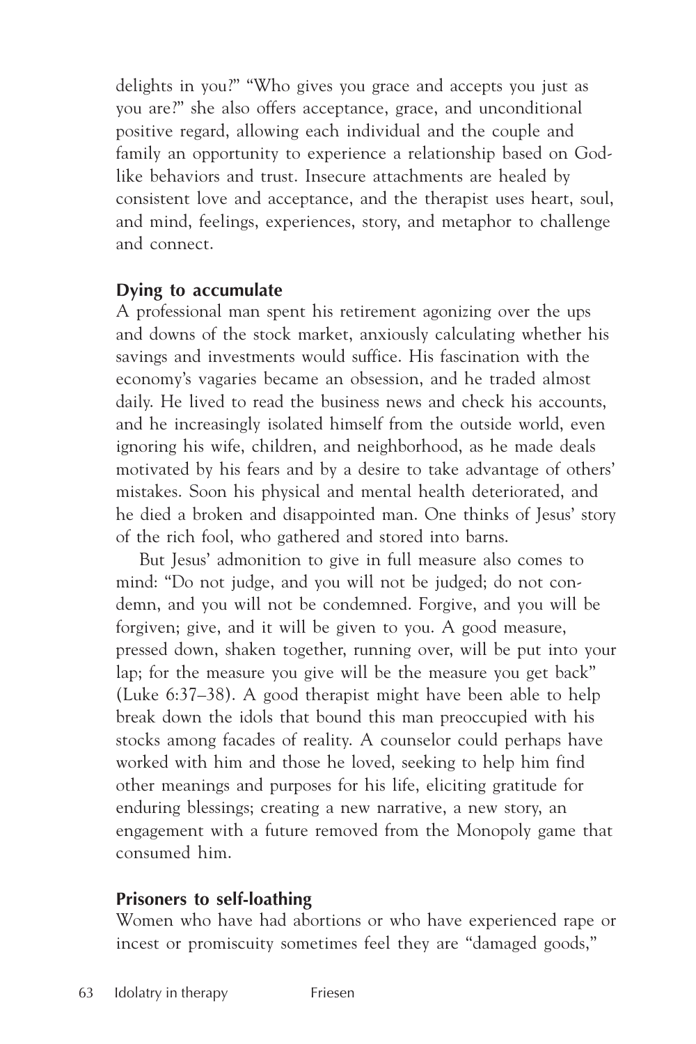delights in you?" "Who gives you grace and accepts you just as you are?" she also offers acceptance, grace, and unconditional positive regard, allowing each individual and the couple and family an opportunity to experience a relationship based on God-like behaviors and trust. Insecure attachments are healed by consistent love and acceptance, and the therapist uses heart, soul, and mind, feelings, experiences, story, and metaphor to challenge and connect.

### Dying to accumulate

A professional man spent his retirement agonizing over the ups and downs of the stock market, anxiously calculating whether his savings and investments would suffice. His fascination with the economy's vagaries became an obsession, and he traded almost daily. He lived to read the business news and check his accounts, and he increasingly isolated himself from the outside world, even ignoring his wife, children, and neighborhood, as he made deals motivated by his fears and by a desire to take advantage of others' mistakes. Soon his physical and mental health deteriorated, and he died a broken and disappointed man. One thinks of Jesus' story of the rich fool, who gathered and stored into barns.

But Jesus' admonition to give in full measure also comes to mind: "Do not judge, and you will not be judged; do not condemn, and you will not be condemned. Forgive, and you will be forgiven; give, and it will be given to you. A good measure, pressed down, shaken together, running over, will be put into your lap; for the measure you give will be the measure you get back" (Luke 6:37–38). A good therapist might have been able to help break down the idols that bound this man preoccupied with his stocks among facades of reality. A counselor could perhaps have worked with him and those he loved, seeking to help him find other meanings and purposes for his life, eliciting gratitude for enduring blessings; creating a new narrative, a new story, an engagement with a future removed from the Monopoly game that consumed him.

### Prisoners to self-loathing

Women who have had abortions or who have experienced rape or incest or promiscuity sometimes feel they are "damaged goods,"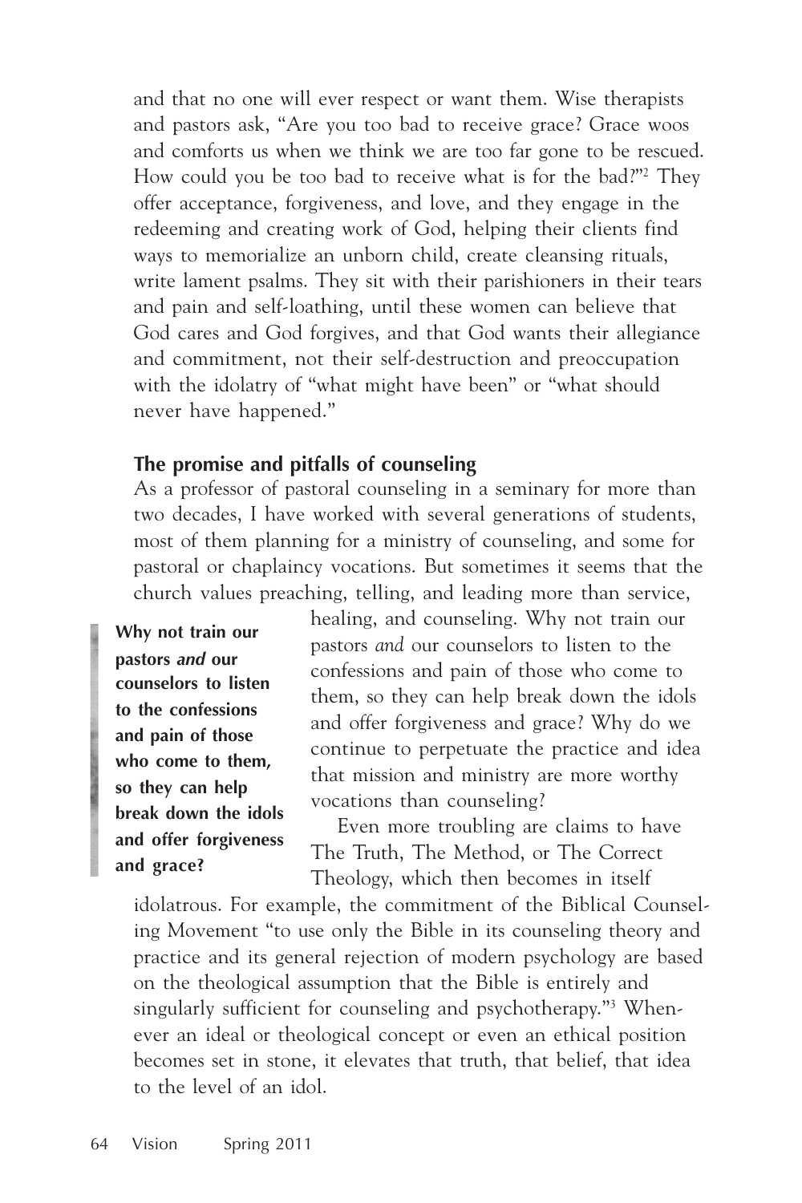and that no one will ever respect or want them. Wise therapists and pastors ask, "Are you too bad to receive grace? Grace woos and comforts us when we think we are too far gone to be rescued. How could you be too bad to receive what is for the bad?"[2] They offer acceptance, forgiveness, and love, and they engage in the redeeming and creating work of God, helping their clients find ways to memorialize an unborn child, create cleansing rituals, write lament psalms. They sit with their parishioners in their tears and pain and self-loathing, until these women can believe that God cares and God forgives, and that God wants their allegiance and commitment, not their self-destruction and preoccupation with the idolatry of "what might have been" or "what should never have happened."

### The promise and pitfalls of counseling

As a professor of pastoral counseling in a seminary for more than two decades, I have worked with several generations of students, most of them planning for a ministry of counseling, and some for pastoral or chaplaincy vocations. But sometimes it seems that the church values preaching, telling, and leading more than service, healing, and counseling. Why not train our pastors *and* our counselors to listen to the confessions and pain of those who come to them, so they can help break down the idols and offer forgiveness and grace? Why do we continue to perpetuate the practice and idea that mission and ministry are more worthy vocations than counseling?

> **Why not train our pastors *and* our counselors to listen to the confessions and pain of those who come to them, so they can help break down the idols and offer forgiveness and grace?**

Even more troubling are claims to have The Truth, The Method, or The Correct Theology, which then becomes in itself idolatrous. For example, the commitment of the Biblical Counseling Movement "to use only the Bible in its counseling theory and practice and its general rejection of modern psychology are based on the theological assumption that the Bible is entirely and singularly sufficient for counseling and psychotherapy."[3] Whenever an ideal or theological concept or even an ethical position becomes set in stone, it elevates that truth, that belief, that idea to the level of an idol.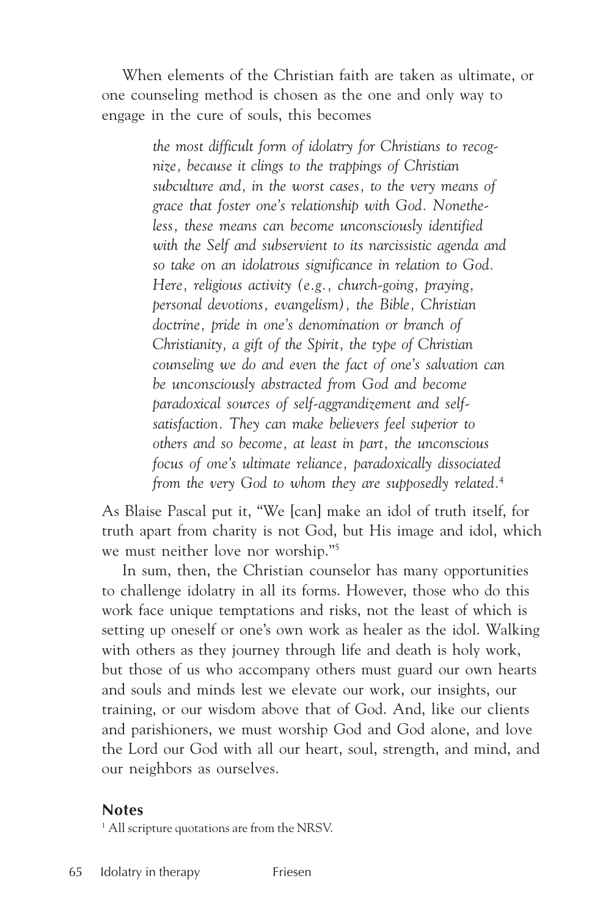When elements of the Christian faith are taken as ultimate, or one counseling method is chosen as the one and only way to engage in the cure of souls, this becomes

> *the most difficult form of idolatry for Christians to recognize, because it clings to the trappings of Christian subculture and, in the worst cases, to the very means of grace that foster one's relationship with God. Nonetheless, these means can become unconsciously identified with the Self and subservient to its narcissistic agenda and so take on an idolatrous significance in relation to God. Here, religious activity (e.g., church-going, praying, personal devotions, evangelism), the Bible, Christian doctrine, pride in one's denomination or branch of Christianity, a gift of the Spirit, the type of Christian counseling we do and even the fact of one's salvation can be unconsciously abstracted from God and become paradoxical sources of self-aggrandizement and self-satisfaction. They can make believers feel superior to others and so become, at least in part, the unconscious focus of one's ultimate reliance, paradoxically dissociated from the very God to whom they are supposedly related.*[4]

As Blaise Pascal put it, "We [can] make an idol of truth itself, for truth apart from charity is not God, but His image and idol, which we must neither love nor worship."[5]

In sum, then, the Christian counselor has many opportunities to challenge idolatry in all its forms. However, those who do this work face unique temptations and risks, not the least of which is setting up oneself or one's own work as healer as the idol. Walking with others as they journey through life and death is holy work, but those of us who accompany others must guard our own hearts and souls and minds lest we elevate our work, our insights, our training, or our wisdom above that of God. And, like our clients and parishioners, we must worship God and God alone, and love the Lord our God with all our heart, soul, strength, and mind, and our neighbors as ourselves.

## Notes

[1] All scripture quotations are from the NRSV.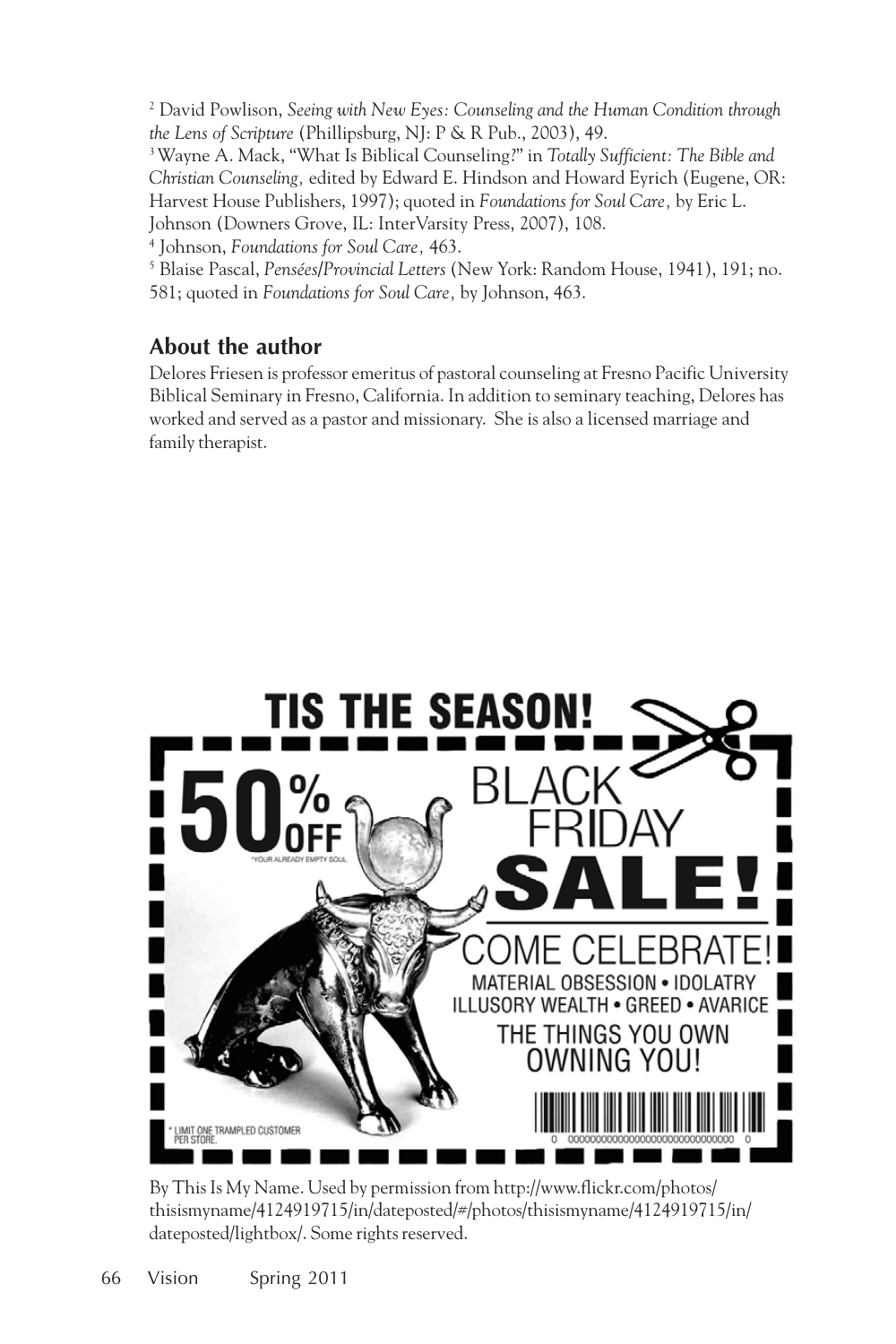[2] David Powlison, *Seeing with New Eyes: Counseling and the Human Condition through the Lens of Scripture* (Phillipsburg, NJ: P & R Pub., 2003), 49.

[3] Wayne A. Mack, "What Is Biblical Counseling?" in *Totally Sufficient: The Bible and Christian Counseling,* edited by Edward E. Hindson and Howard Eyrich (Eugene, OR: Harvest House Publishers, 1997); quoted in *Foundations for Soul Care,* by Eric L. Johnson (Downers Grove, IL: InterVarsity Press, 2007), 108.

[4] Johnson, *Foundations for Soul Care,* 463.

[5] Blaise Pascal, *Pensées/Provincial Letters* (New York: Random House, 1941), 191; no. 581; quoted in *Foundations for Soul Care,* by Johnson, 463.

## About the author

Delores Friesen is professor emeritus of pastoral counseling at Fresno Pacific University Biblical Seminary in Fresno, California. In addition to seminary teaching, Delores has worked and served as a pastor and missionary. She is also a licensed marriage and family therapist.

TIS THE SEASON!

50% OFF

*YOUR ALREADY EMPTY SOUL

BLACK FRIDAY SALE!

COME CELEBRATE!

MATERIAL OBSESSION • IDOLATRY

ILLUSORY WEALTH • GREED • AVARICE

THE THINGS YOU OWN OWNING YOU!

* LIMIT ONE TRAMPLED CUSTOMER PER STORE.

By This Is My Name. Used by permission from http://www.flickr.com/photos/thisismyname/4124919715/in/dateposted/#/photos/thisismyname/4124919715/in/dateposted/lightbox/. Some rights reserved.